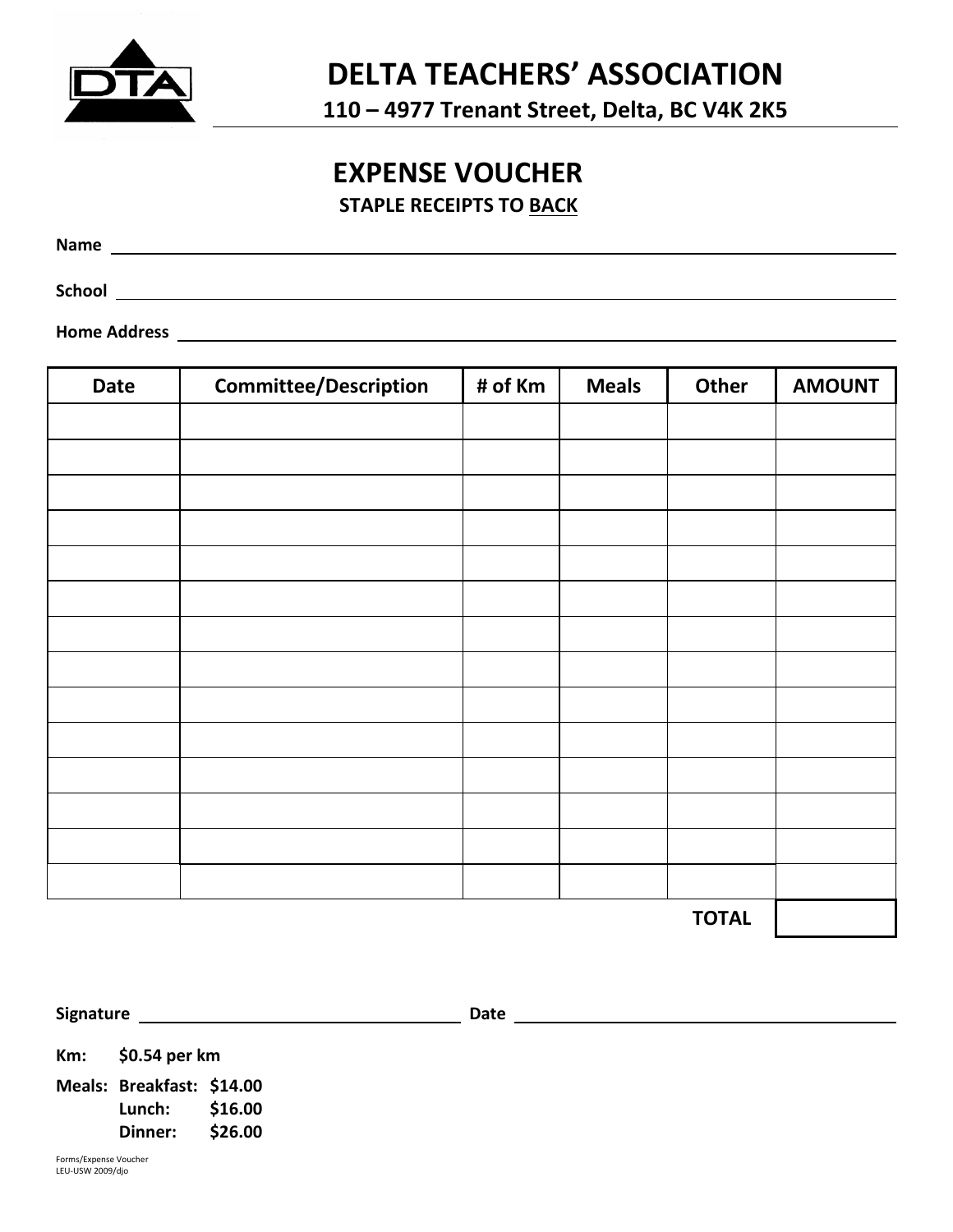# DELTA TEACHERS' ASSOCIATION

**110 – 4977 Trenant Street, Delta, BC V4K 2K5**

## EXPENSE VOUCHER

**STAPLE RECEIPTS TO BACK**

**Name** ____________________________________________

**School** ____________________________________________

**Home Address** ____________________________________________

| Date | Committee/Description | # of Km | Meals | Other | AMOUNT |
|---|---|---|---|---|---|
| | | | | | |
| | | | | | |
| | | | | | |
| | | | | | |
| | | | | | |
| | | | | | |
| | | | | | |
| | | | | | |
| | | | | | |
| | | | | | |
| | | | | | |
| | | | | | |
| | | | | | |
| | | | | | |
| | | | | **TOTAL** | |

**Signature** ______________________ **Date** ______________________

**Km:** **$0.54 per km**

**Meals:** **Breakfast: $14.00**
**Lunch: $16.00**
**Dinner: $26.00**

Forms/Expense Voucher
LEU-USW 2009/djo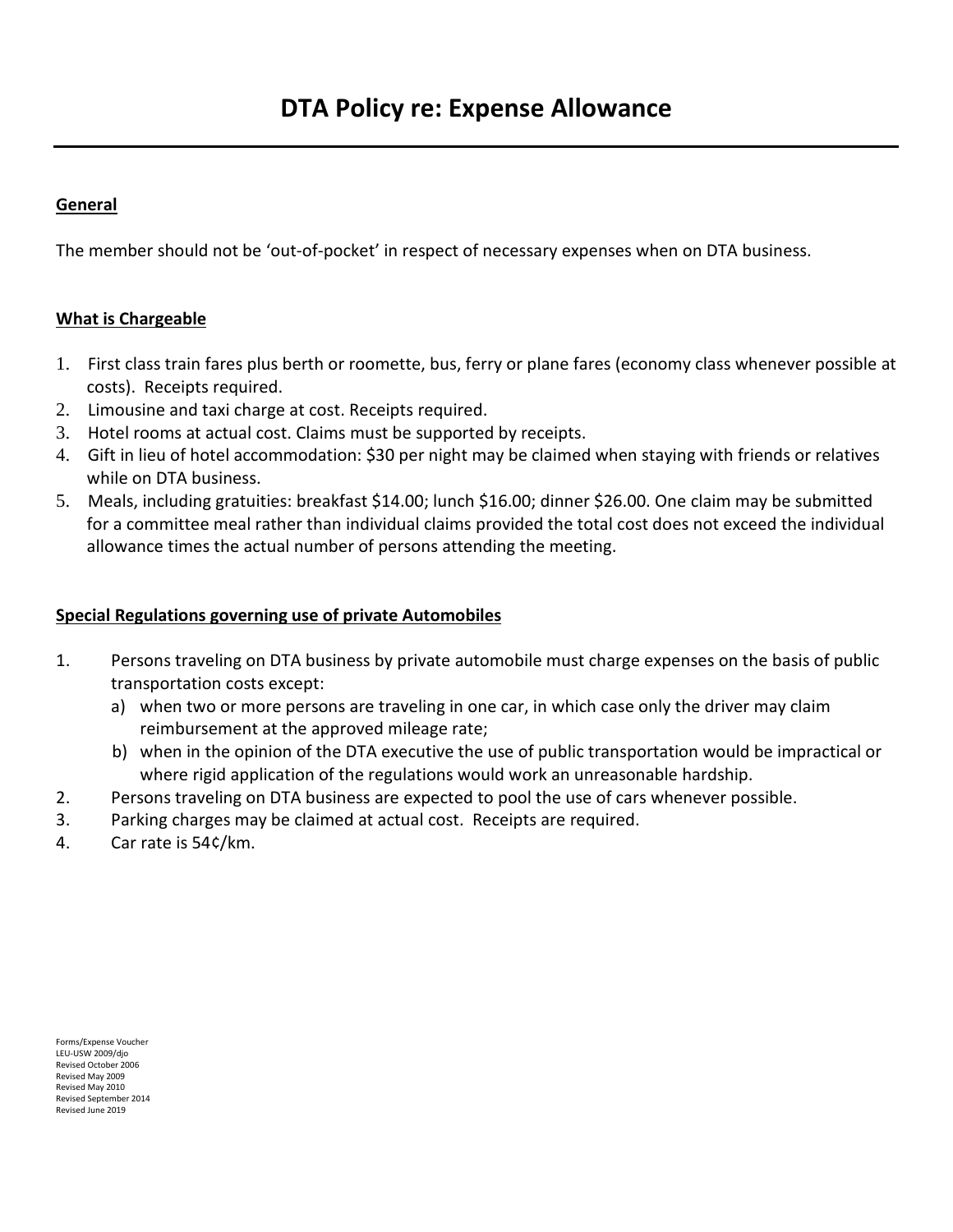# DTA Policy re: Expense Allowance

---

**General**

The member should not be 'out-of-pocket' in respect of necessary expenses when on DTA business.

**What is Chargeable**

1. First class train fares plus berth or roomette, bus, ferry or plane fares (economy class whenever possible at costs). Receipts required.
2. Limousine and taxi charge at cost. Receipts required.
3. Hotel rooms at actual cost. Claims must be supported by receipts.
4. Gift in lieu of hotel accommodation: $30 per night may be claimed when staying with friends or relatives while on DTA business.
5. Meals, including gratuities: breakfast $14.00; lunch $16.00; dinner $26.00. One claim may be submitted for a committee meal rather than individual claims provided the total cost does not exceed the individual allowance times the actual number of persons attending the meeting.

**Special Regulations governing use of private Automobiles**

1. Persons traveling on DTA business by private automobile must charge expenses on the basis of public transportation costs except:
   a) when two or more persons are traveling in one car, in which case only the driver may claim reimbursement at the approved mileage rate;
   b) when in the opinion of the DTA executive the use of public transportation would be impractical or where rigid application of the regulations would work an unreasonable hardship.
2. Persons traveling on DTA business are expected to pool the use of cars whenever possible.
3. Parking charges may be claimed at actual cost. Receipts are required.
4. Car rate is 54¢/km.

Forms/Expense Voucher
LEU-USW 2009/djo
Revised October 2006
Revised May 2009
Revised May 2010
Revised September 2014
Revised June 2019